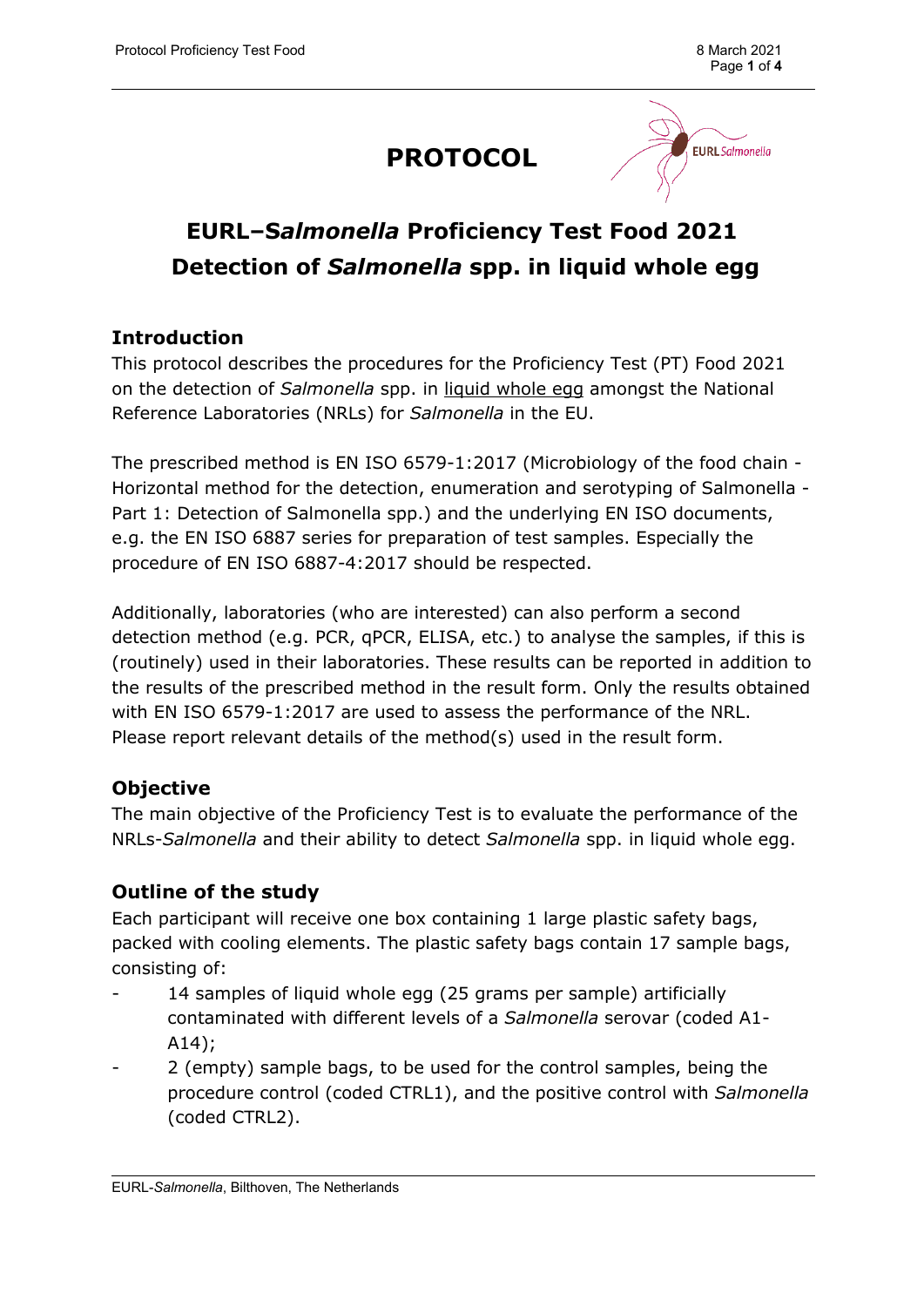# PROTOCOL

## EURL–*Salmonella* Proficiency Test Food 2021 Detection of *Salmonella* spp. in liquid whole egg

### Introduction

This protocol describes the procedures for the Proficiency Test (PT) Food 2021 on the detection of *Salmonella* spp. in liquid whole egg amongst the National Reference Laboratories (NRLs) for *Salmonella* in the EU.

The prescribed method is EN ISO 6579-1:2017 (Microbiology of the food chain - Horizontal method for the detection, enumeration and serotyping of Salmonella - Part 1: Detection of Salmonella spp.) and the underlying EN ISO documents, e.g. the EN ISO 6887 series for preparation of test samples. Especially the procedure of EN ISO 6887-4:2017 should be respected.

Additionally, laboratories (who are interested) can also perform a second detection method (e.g. PCR, qPCR, ELISA, etc.) to analyse the samples, if this is (routinely) used in their laboratories. These results can be reported in addition to the results of the prescribed method in the result form. Only the results obtained with EN ISO 6579-1:2017 are used to assess the performance of the NRL. Please report relevant details of the method(s) used in the result form.

### Objective

The main objective of the Proficiency Test is to evaluate the performance of the NRLs-*Salmonella* and their ability to detect *Salmonella* spp. in liquid whole egg.

### Outline of the study

Each participant will receive one box containing 1 large plastic safety bags, packed with cooling elements. The plastic safety bags contain 17 sample bags, consisting of:

- 14 samples of liquid whole egg (25 grams per sample) artificially contaminated with different levels of a *Salmonella* serovar (coded A1-A14);
- 2 (empty) sample bags, to be used for the control samples, being the procedure control (coded CTRL1), and the positive control with *Salmonella* (coded CTRL2).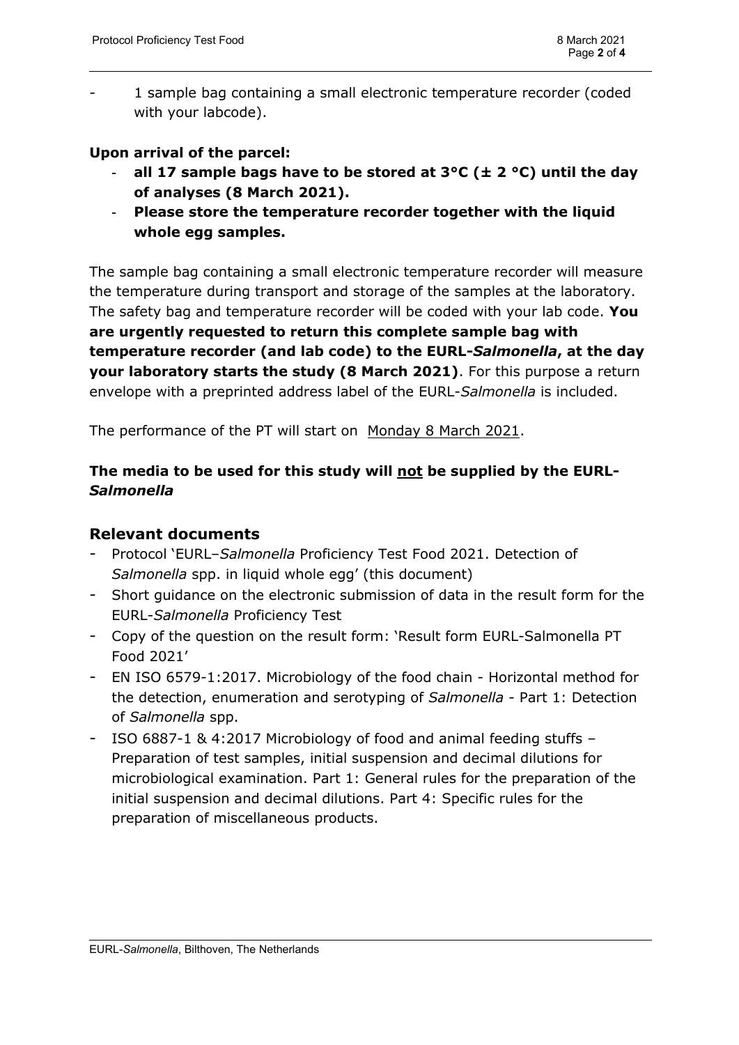- 1 sample bag containing a small electronic temperature recorder (coded with your labcode).

**Upon arrival of the parcel:**

- **all 17 sample bags have to be stored at 3°C (± 2 °C) until the day of analyses (8 March 2021).**
- **Please store the temperature recorder together with the liquid whole egg samples.**

The sample bag containing a small electronic temperature recorder will measure the temperature during transport and storage of the samples at the laboratory. The safety bag and temperature recorder will be coded with your lab code. **You are urgently requested to return this complete sample bag with temperature recorder (and lab code) to the EURL-*Salmonella*, at the day your laboratory starts the study (8 March 2021)**. For this purpose a return envelope with a preprinted address label of the EURL-*Salmonella* is included.

The performance of the PT will start on Monday 8 March 2021.

**The media to be used for this study will not be supplied by the EURL-*Salmonella***

## Relevant documents

- Protocol 'EURL–*Salmonella* Proficiency Test Food 2021. Detection of *Salmonella* spp. in liquid whole egg' (this document)
- Short guidance on the electronic submission of data in the result form for the EURL-*Salmonella* Proficiency Test
- Copy of the question on the result form: 'Result form EURL-Salmonella PT Food 2021'
- EN ISO 6579-1:2017. Microbiology of the food chain - Horizontal method for the detection, enumeration and serotyping of *Salmonella* - Part 1: Detection of *Salmonella* spp.
- ISO 6887-1 & 4:2017 Microbiology of food and animal feeding stuffs – Preparation of test samples, initial suspension and decimal dilutions for microbiological examination. Part 1: General rules for the preparation of the initial suspension and decimal dilutions. Part 4: Specific rules for the preparation of miscellaneous products.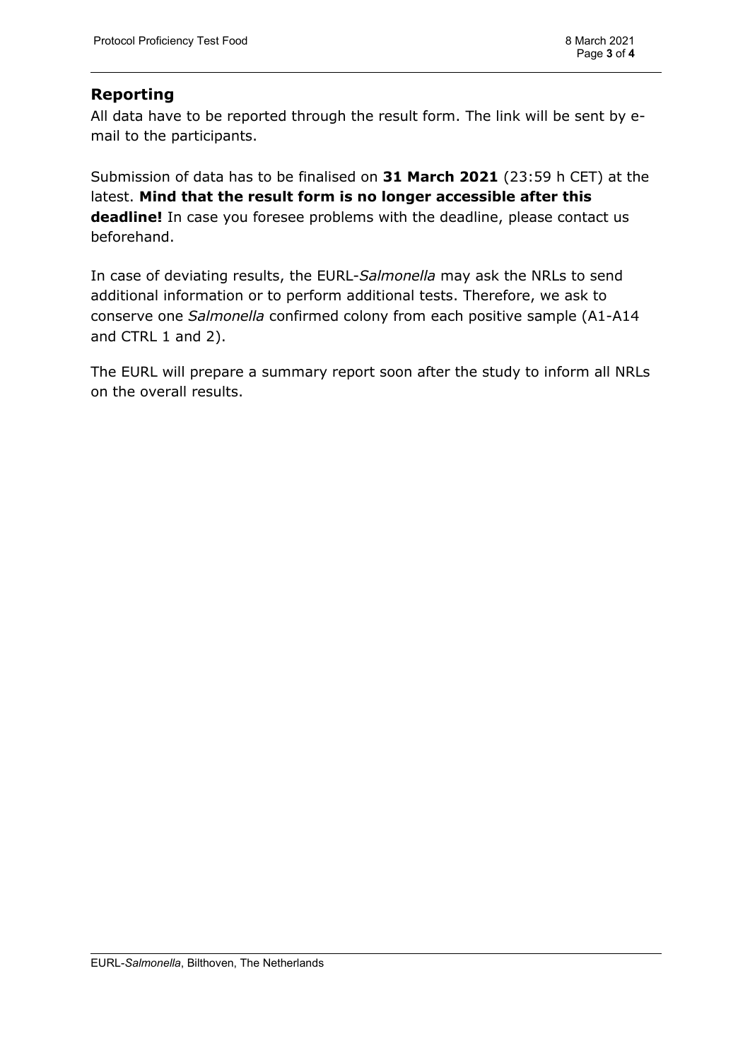## Reporting

All data have to be reported through the result form. The link will be sent by e-mail to the participants.

Submission of data has to be finalised on **31 March 2021** (23:59 h CET) at the latest. **Mind that the result form is no longer accessible after this deadline!** In case you foresee problems with the deadline, please contact us beforehand.

In case of deviating results, the EURL-*Salmonella* may ask the NRLs to send additional information or to perform additional tests. Therefore, we ask to conserve one *Salmonella* confirmed colony from each positive sample (A1-A14 and CTRL 1 and 2).

The EURL will prepare a summary report soon after the study to inform all NRLs on the overall results.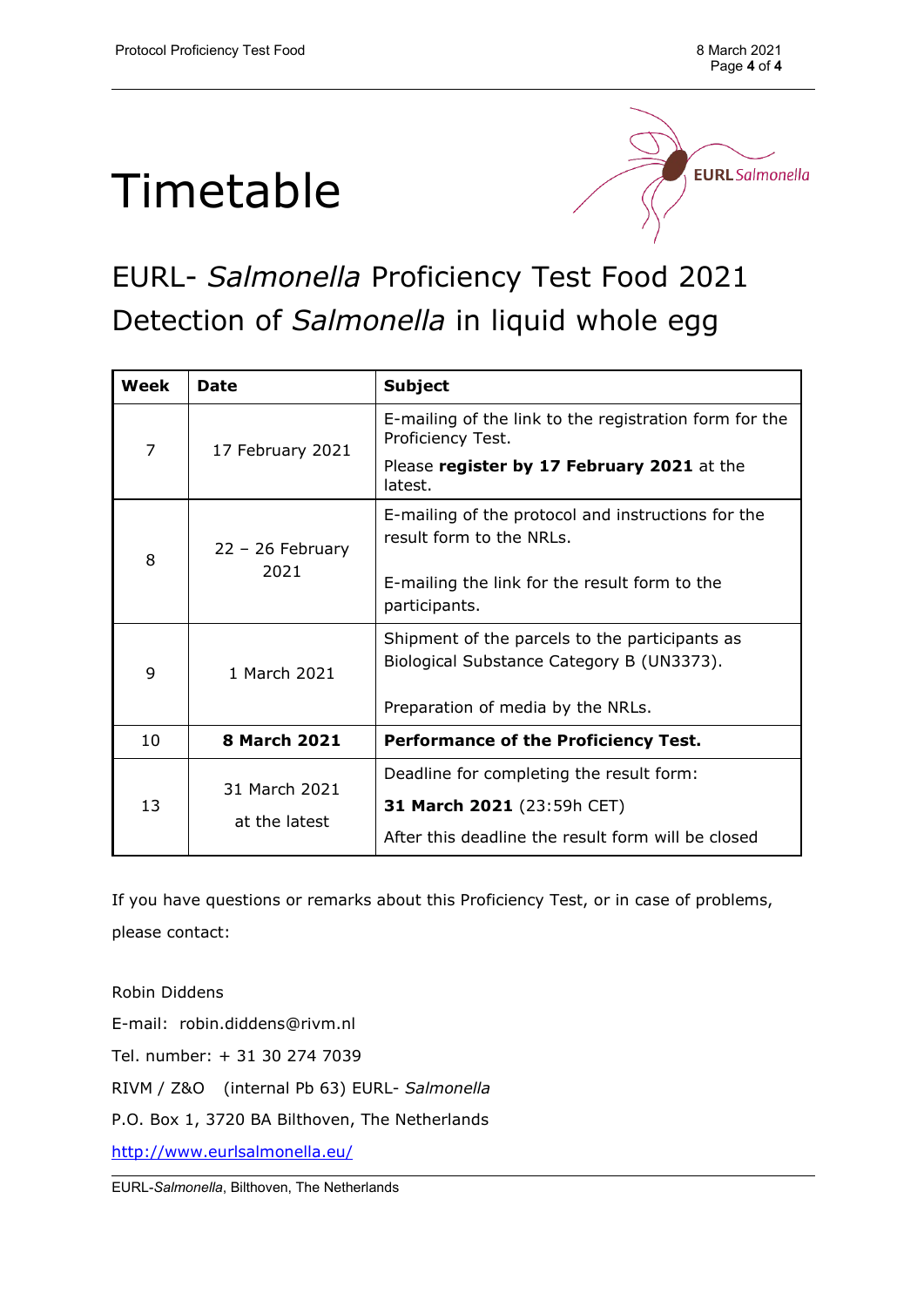# Timetable

## EURL- *Salmonella* Proficiency Test Food 2021
## Detection of *Salmonella* in liquid whole egg

| Week | Date | Subject |
|---|---|---|
| 7 | 17 February 2021 | E-mailing of the link to the registration form for the Proficiency Test.<br>Please **register by 17 February 2021** at the latest. |
| 8 | 22 – 26 February 2021 | E-mailing of the protocol and instructions for the result form to the NRLs.<br><br>E-mailing the link for the result form to the participants. |
| 9 | 1 March 2021 | Shipment of the parcels to the participants as Biological Substance Category B (UN3373).<br><br>Preparation of media by the NRLs. |
| 10 | **8 March 2021** | **Performance of the Proficiency Test.** |
| 13 | 31 March 2021<br>at the latest | Deadline for completing the result form:<br>**31 March 2021** (23:59h CET)<br>After this deadline the result form will be closed |

If you have questions or remarks about this Proficiency Test, or in case of problems, please contact:

Robin Diddens
E-mail: robin.diddens@rivm.nl
Tel. number: + 31 30 274 7039
RIVM / Z&O (internal Pb 63) EURL- *Salmonella*
P.O. Box 1, 3720 BA Bilthoven, The Netherlands
http://www.eurlsalmonella.eu/